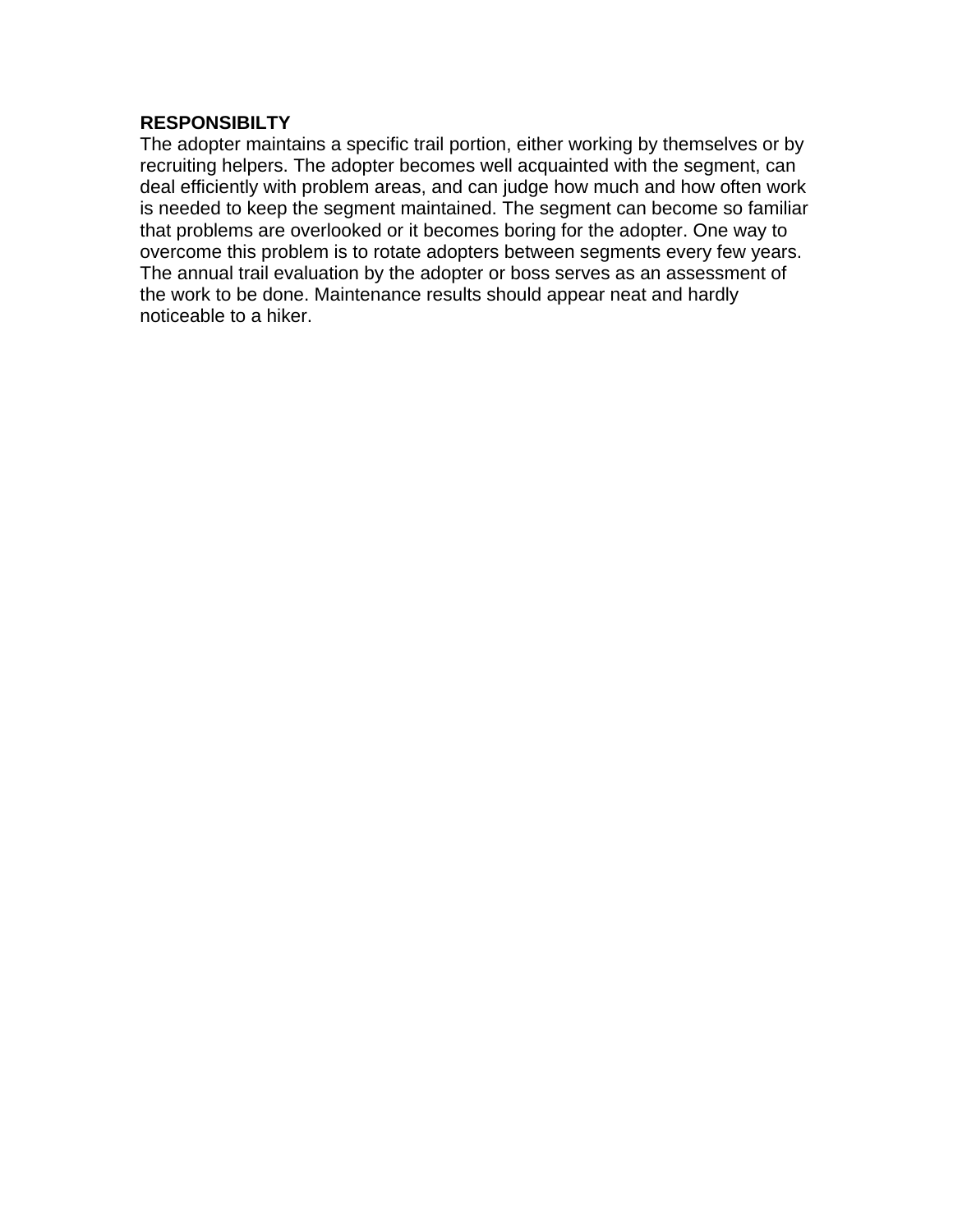**RESPONSIBILTY**

The adopter maintains a specific trail portion, either working by themselves or by recruiting helpers. The adopter becomes well acquainted with the segment, can deal efficiently with problem areas, and can judge how much and how often work is needed to keep the segment maintained. The segment can become so familiar that problems are overlooked or it becomes boring for the adopter. One way to overcome this problem is to rotate adopters between segments every few years. The annual trail evaluation by the adopter or boss serves as an assessment of the work to be done. Maintenance results should appear neat and hardly noticeable to a hiker.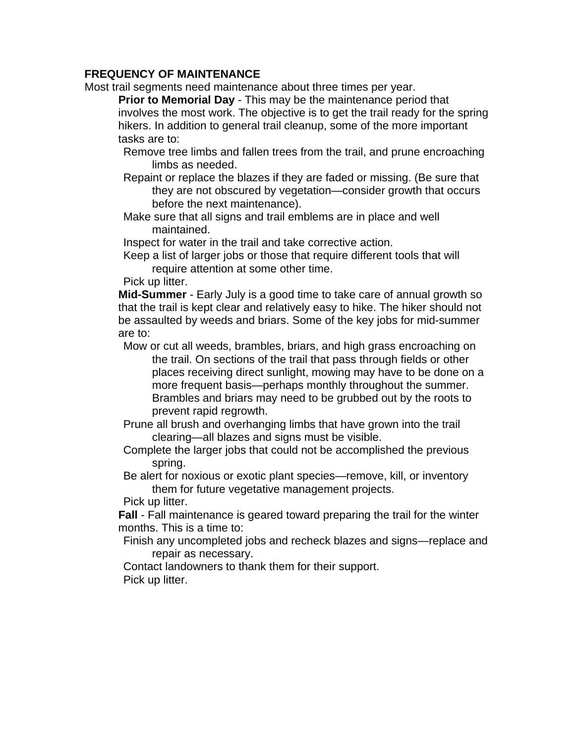## FREQUENCY OF MAINTENANCE

Most trail segments need maintenance about three times per year.

**Prior to Memorial Day** - This may be the maintenance period that involves the most work. The objective is to get the trail ready for the spring hikers. In addition to general trail cleanup, some of the more important tasks are to:

- Remove tree limbs and fallen trees from the trail, and prune encroaching limbs as needed.
- Repaint or replace the blazes if they are faded or missing. (Be sure that they are not obscured by vegetation—consider growth that occurs before the next maintenance).
- Make sure that all signs and trail emblems are in place and well maintained.
- Inspect for water in the trail and take corrective action.
- Keep a list of larger jobs or those that require different tools that will require attention at some other time.
- Pick up litter.

**Mid-Summer** - Early July is a good time to take care of annual growth so that the trail is kept clear and relatively easy to hike. The hiker should not be assaulted by weeds and briars. Some of the key jobs for mid-summer are to:

- Mow or cut all weeds, brambles, briars, and high grass encroaching on the trail. On sections of the trail that pass through fields or other places receiving direct sunlight, mowing may have to be done on a more frequent basis—perhaps monthly throughout the summer. Brambles and briars may need to be grubbed out by the roots to prevent rapid regrowth.
- Prune all brush and overhanging limbs that have grown into the trail clearing—all blazes and signs must be visible.
- Complete the larger jobs that could not be accomplished the previous spring.
- Be alert for noxious or exotic plant species—remove, kill, or inventory them for future vegetative management projects.
- Pick up litter.

**Fall** - Fall maintenance is geared toward preparing the trail for the winter months. This is a time to:

- Finish any uncompleted jobs and recheck blazes and signs—replace and repair as necessary.
- Contact landowners to thank them for their support.
- Pick up litter.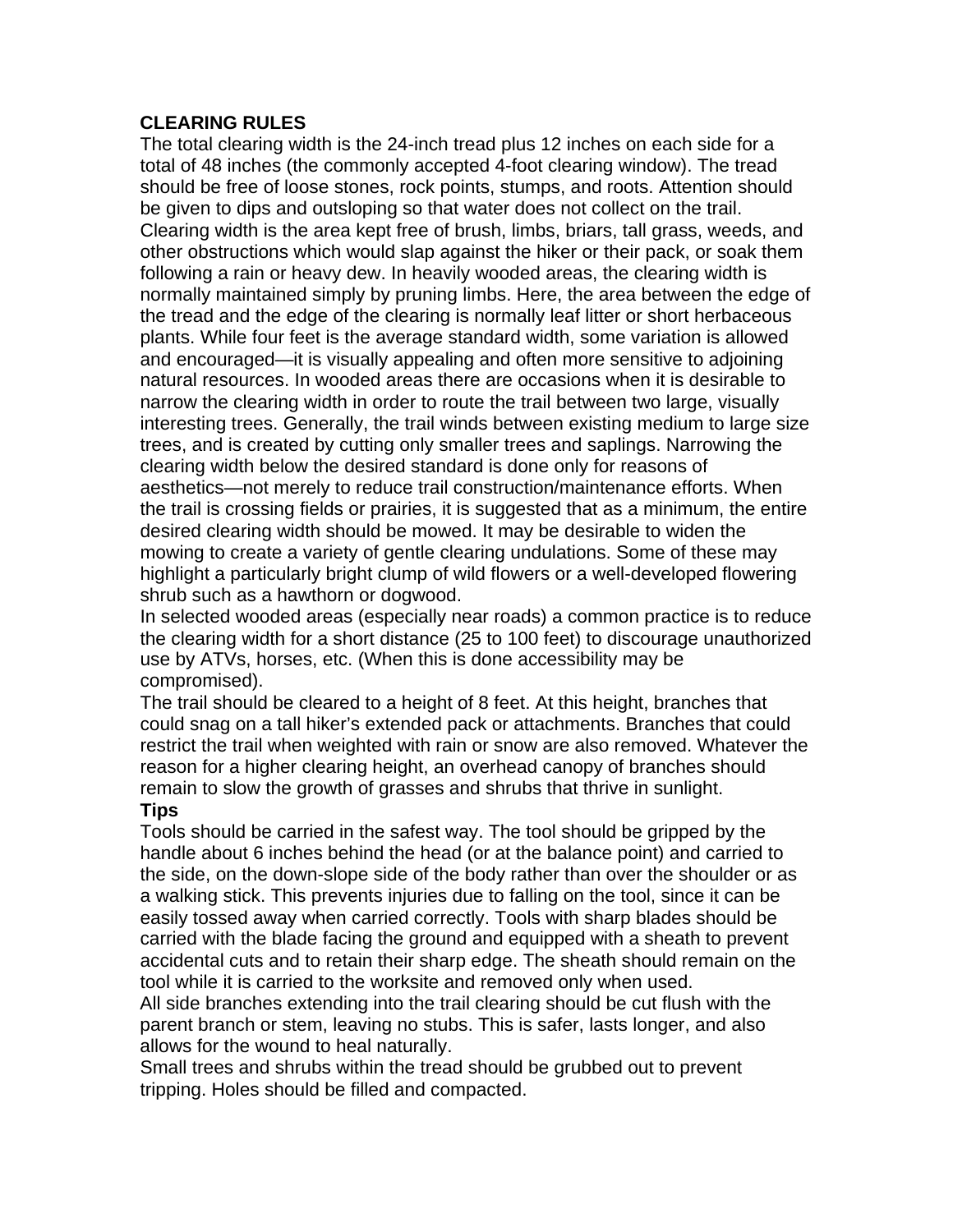**CLEARING RULES**

The total clearing width is the 24-inch tread plus 12 inches on each side for a total of 48 inches (the commonly accepted 4-foot clearing window). The tread should be free of loose stones, rock points, stumps, and roots. Attention should be given to dips and outsloping so that water does not collect on the trail. Clearing width is the area kept free of brush, limbs, briars, tall grass, weeds, and other obstructions which would slap against the hiker or their pack, or soak them following a rain or heavy dew. In heavily wooded areas, the clearing width is normally maintained simply by pruning limbs. Here, the area between the edge of the tread and the edge of the clearing is normally leaf litter or short herbaceous plants. While four feet is the average standard width, some variation is allowed and encouraged—it is visually appealing and often more sensitive to adjoining natural resources. In wooded areas there are occasions when it is desirable to narrow the clearing width in order to route the trail between two large, visually interesting trees. Generally, the trail winds between existing medium to large size trees, and is created by cutting only smaller trees and saplings. Narrowing the clearing width below the desired standard is done only for reasons of aesthetics—not merely to reduce trail construction/maintenance efforts. When the trail is crossing fields or prairies, it is suggested that as a minimum, the entire desired clearing width should be mowed. It may be desirable to widen the mowing to create a variety of gentle clearing undulations. Some of these may highlight a particularly bright clump of wild flowers or a well-developed flowering shrub such as a hawthorn or dogwood.

In selected wooded areas (especially near roads) a common practice is to reduce the clearing width for a short distance (25 to 100 feet) to discourage unauthorized use by ATVs, horses, etc. (When this is done accessibility may be compromised).

The trail should be cleared to a height of 8 feet. At this height, branches that could snag on a tall hiker's extended pack or attachments. Branches that could restrict the trail when weighted with rain or snow are also removed. Whatever the reason for a higher clearing height, an overhead canopy of branches should remain to slow the growth of grasses and shrubs that thrive in sunlight.

**Tips**

Tools should be carried in the safest way. The tool should be gripped by the handle about 6 inches behind the head (or at the balance point) and carried to the side, on the down-slope side of the body rather than over the shoulder or as a walking stick. This prevents injuries due to falling on the tool, since it can be easily tossed away when carried correctly. Tools with sharp blades should be carried with the blade facing the ground and equipped with a sheath to prevent accidental cuts and to retain their sharp edge. The sheath should remain on the tool while it is carried to the worksite and removed only when used.

All side branches extending into the trail clearing should be cut flush with the parent branch or stem, leaving no stubs. This is safer, lasts longer, and also allows for the wound to heal naturally.

Small trees and shrubs within the tread should be grubbed out to prevent tripping. Holes should be filled and compacted.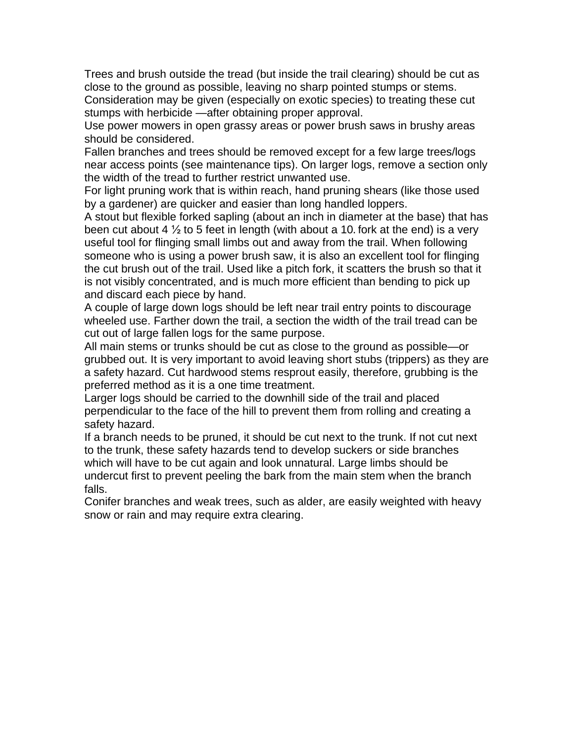Trees and brush outside the tread (but inside the trail clearing) should be cut as close to the ground as possible, leaving no sharp pointed stumps or stems. Consideration may be given (especially on exotic species) to treating these cut stumps with herbicide —after obtaining proper approval.

Use power mowers in open grassy areas or power brush saws in brushy areas should be considered.

Fallen branches and trees should be removed except for a few large trees/logs near access points (see maintenance tips). On larger logs, remove a section only the width of the tread to further restrict unwanted use.

For light pruning work that is within reach, hand pruning shears (like those used by a gardener) are quicker and easier than long handled loppers.

A stout but flexible forked sapling (about an inch in diameter at the base) that has been cut about 4 ½ to 5 feet in length (with about a 10. fork at the end) is a very useful tool for flinging small limbs out and away from the trail. When following someone who is using a power brush saw, it is also an excellent tool for flinging the cut brush out of the trail. Used like a pitch fork, it scatters the brush so that it is not visibly concentrated, and is much more efficient than bending to pick up and discard each piece by hand.

A couple of large down logs should be left near trail entry points to discourage wheeled use. Farther down the trail, a section the width of the trail tread can be cut out of large fallen logs for the same purpose.

All main stems or trunks should be cut as close to the ground as possible—or grubbed out. It is very important to avoid leaving short stubs (trippers) as they are a safety hazard. Cut hardwood stems resprout easily, therefore, grubbing is the preferred method as it is a one time treatment.

Larger logs should be carried to the downhill side of the trail and placed perpendicular to the face of the hill to prevent them from rolling and creating a safety hazard.

If a branch needs to be pruned, it should be cut next to the trunk. If not cut next to the trunk, these safety hazards tend to develop suckers or side branches which will have to be cut again and look unnatural. Large limbs should be undercut first to prevent peeling the bark from the main stem when the branch falls.

Conifer branches and weak trees, such as alder, are easily weighted with heavy snow or rain and may require extra clearing.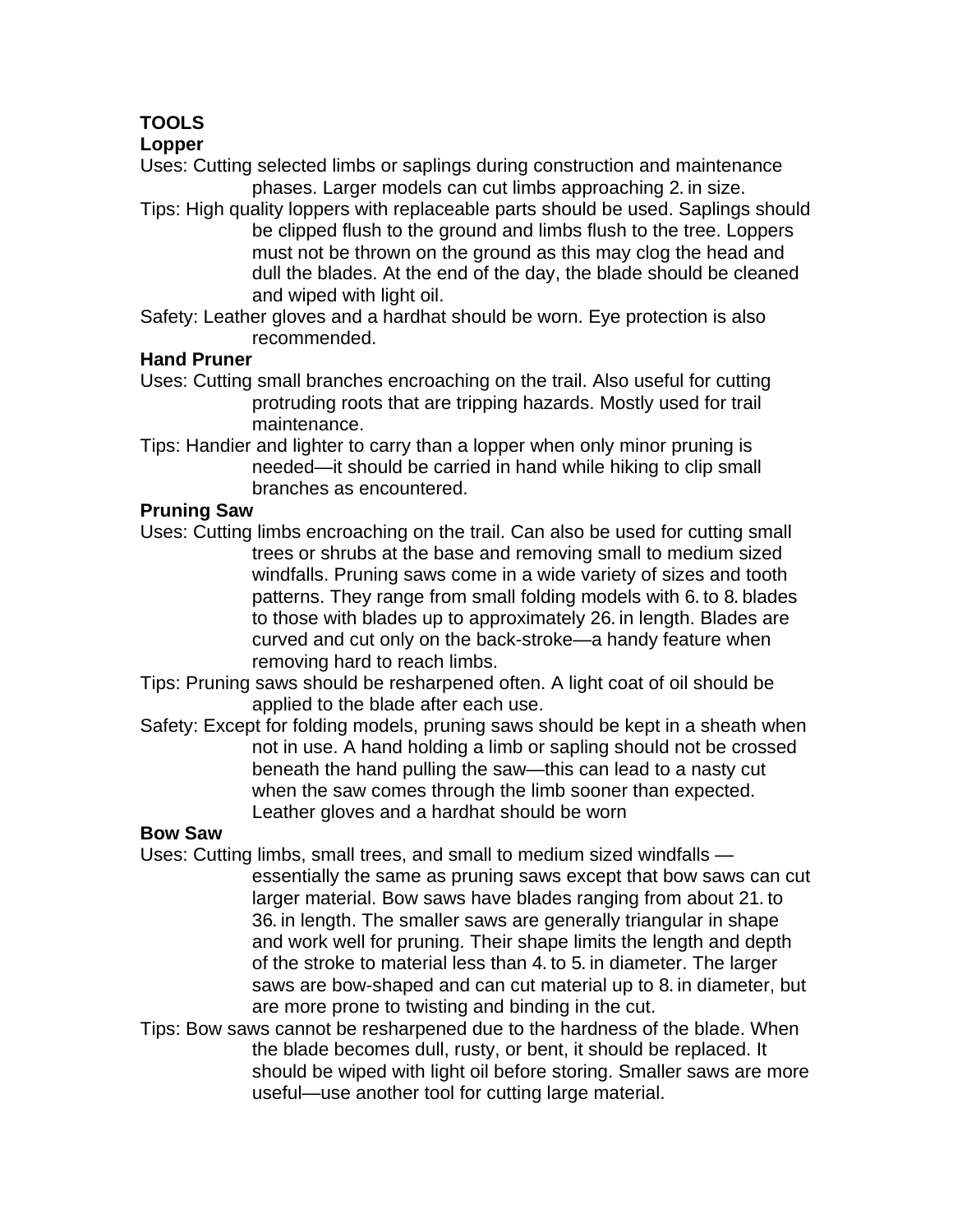**TOOLS**

**Lopper**

Uses: Cutting selected limbs or saplings during construction and maintenance phases. Larger models can cut limbs approaching 2. in size.

Tips: High quality loppers with replaceable parts should be used. Saplings should be clipped flush to the ground and limbs flush to the tree. Loppers must not be thrown on the ground as this may clog the head and dull the blades. At the end of the day, the blade should be cleaned and wiped with light oil.

Safety: Leather gloves and a hardhat should be worn. Eye protection is also recommended.

**Hand Pruner**

Uses: Cutting small branches encroaching on the trail. Also useful for cutting protruding roots that are tripping hazards. Mostly used for trail maintenance.

Tips: Handier and lighter to carry than a lopper when only minor pruning is needed—it should be carried in hand while hiking to clip small branches as encountered.

**Pruning Saw**

Uses: Cutting limbs encroaching on the trail. Can also be used for cutting small trees or shrubs at the base and removing small to medium sized windfalls. Pruning saws come in a wide variety of sizes and tooth patterns. They range from small folding models with 6. to 8. blades to those with blades up to approximately 26. in length. Blades are curved and cut only on the back-stroke—a handy feature when removing hard to reach limbs.

Tips: Pruning saws should be resharpened often. A light coat of oil should be applied to the blade after each use.

Safety: Except for folding models, pruning saws should be kept in a sheath when not in use. A hand holding a limb or sapling should not be crossed beneath the hand pulling the saw—this can lead to a nasty cut when the saw comes through the limb sooner than expected. Leather gloves and a hardhat should be worn

**Bow Saw**

Uses: Cutting limbs, small trees, and small to medium sized windfalls — essentially the same as pruning saws except that bow saws can cut larger material. Bow saws have blades ranging from about 21. to 36. in length. The smaller saws are generally triangular in shape and work well for pruning. Their shape limits the length and depth of the stroke to material less than 4. to 5. in diameter. The larger saws are bow-shaped and can cut material up to 8. in diameter, but are more prone to twisting and binding in the cut.

Tips: Bow saws cannot be resharpened due to the hardness of the blade. When the blade becomes dull, rusty, or bent, it should be replaced. It should be wiped with light oil before storing. Smaller saws are more useful—use another tool for cutting large material.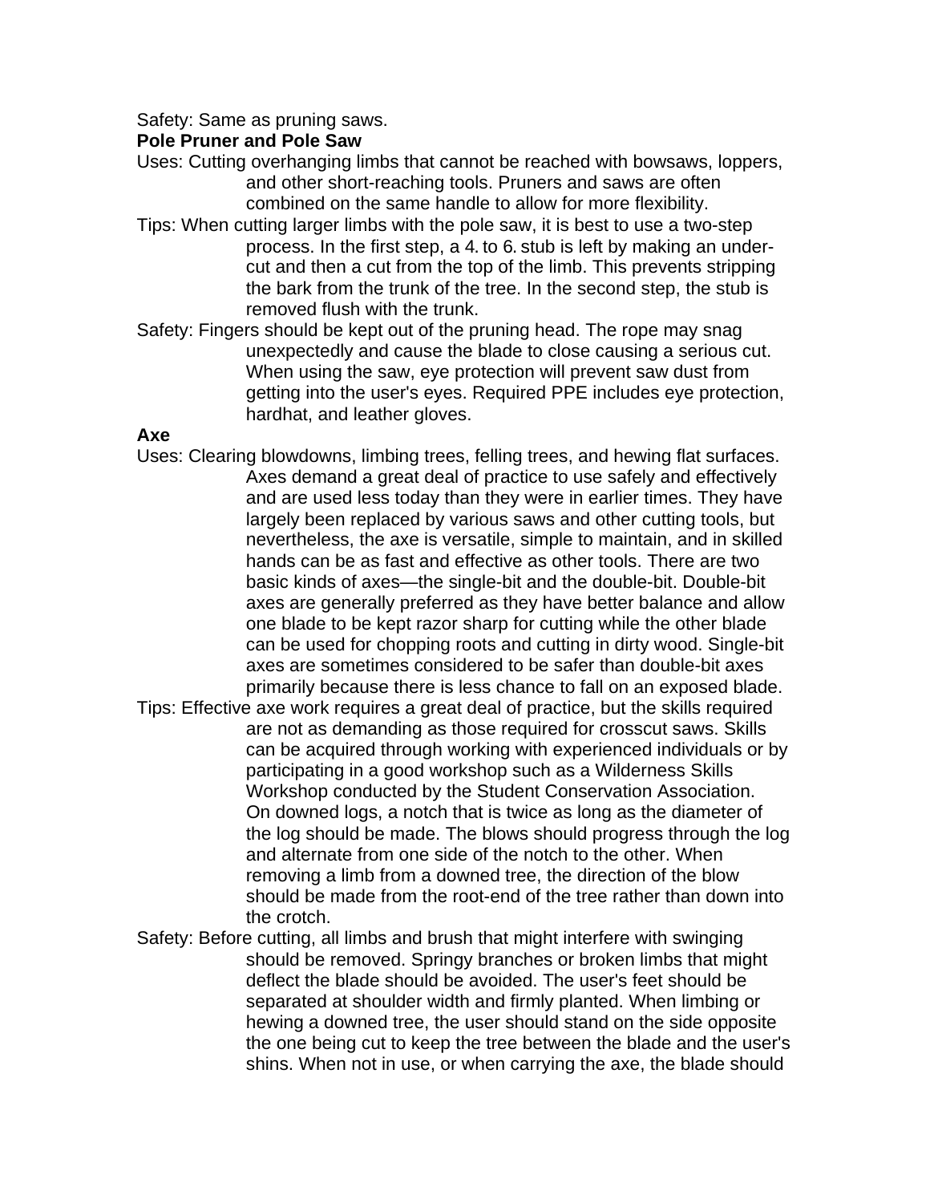Safety: Same as pruning saws.

**Pole Pruner and Pole Saw**

Uses: Cutting overhanging limbs that cannot be reached with bowsaws, loppers, and other short-reaching tools. Pruners and saws are often combined on the same handle to allow for more flexibility.

Tips: When cutting larger limbs with the pole saw, it is best to use a two-step process. In the first step, a 4. to 6. stub is left by making an under-cut and then a cut from the top of the limb. This prevents stripping the bark from the trunk of the tree. In the second step, the stub is removed flush with the trunk.

Safety: Fingers should be kept out of the pruning head. The rope may snag unexpectedly and cause the blade to close causing a serious cut. When using the saw, eye protection will prevent saw dust from getting into the user's eyes. Required PPE includes eye protection, hardhat, and leather gloves.

**Axe**

Uses: Clearing blowdowns, limbing trees, felling trees, and hewing flat surfaces. Axes demand a great deal of practice to use safely and effectively and are used less today than they were in earlier times. They have largely been replaced by various saws and other cutting tools, but nevertheless, the axe is versatile, simple to maintain, and in skilled hands can be as fast and effective as other tools. There are two basic kinds of axes—the single-bit and the double-bit. Double-bit axes are generally preferred as they have better balance and allow one blade to be kept razor sharp for cutting while the other blade can be used for chopping roots and cutting in dirty wood. Single-bit axes are sometimes considered to be safer than double-bit axes primarily because there is less chance to fall on an exposed blade.

Tips: Effective axe work requires a great deal of practice, but the skills required are not as demanding as those required for crosscut saws. Skills can be acquired through working with experienced individuals or by participating in a good workshop such as a Wilderness Skills Workshop conducted by the Student Conservation Association. On downed logs, a notch that is twice as long as the diameter of the log should be made. The blows should progress through the log and alternate from one side of the notch to the other. When removing a limb from a downed tree, the direction of the blow should be made from the root-end of the tree rather than down into the crotch.

Safety: Before cutting, all limbs and brush that might interfere with swinging should be removed. Springy branches or broken limbs that might deflect the blade should be avoided. The user's feet should be separated at shoulder width and firmly planted. When limbing or hewing a downed tree, the user should stand on the side opposite the one being cut to keep the tree between the blade and the user's shins. When not in use, or when carrying the axe, the blade should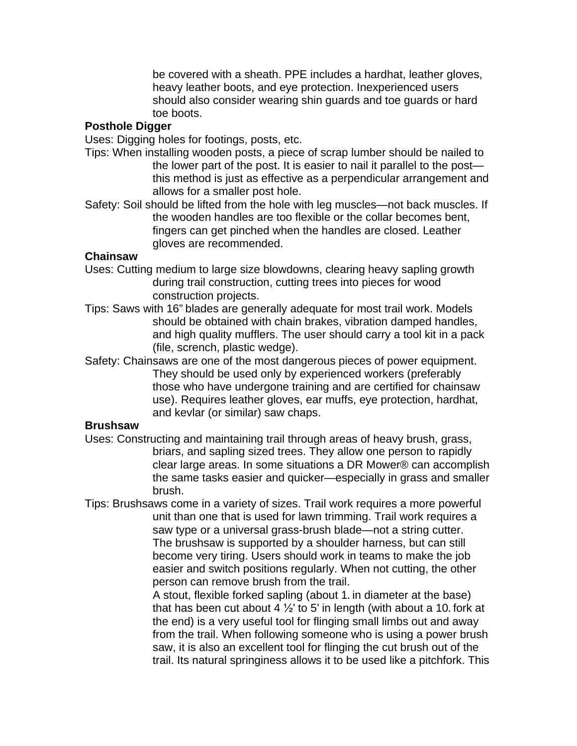be covered with a sheath. PPE includes a hardhat, leather gloves, heavy leather boots, and eye protection. Inexperienced users should also consider wearing shin guards and toe guards or hard toe boots.

**Posthole Digger**

Uses: Digging holes for footings, posts, etc.

Tips: When installing wooden posts, a piece of scrap lumber should be nailed to the lower part of the post. It is easier to nail it parallel to the post—this method is just as effective as a perpendicular arrangement and allows for a smaller post hole.

Safety: Soil should be lifted from the hole with leg muscles—not back muscles. If the wooden handles are too flexible or the collar becomes bent, fingers can get pinched when the handles are closed. Leather gloves are recommended.

**Chainsaw**

Uses: Cutting medium to large size blowdowns, clearing heavy sapling growth during trail construction, cutting trees into pieces for wood construction projects.

Tips: Saws with 16" blades are generally adequate for most trail work. Models should be obtained with chain brakes, vibration damped handles, and high quality mufflers. The user should carry a tool kit in a pack (file, scrench, plastic wedge).

Safety: Chainsaws are one of the most dangerous pieces of power equipment. They should be used only by experienced workers (preferably those who have undergone training and are certified for chainsaw use). Requires leather gloves, ear muffs, eye protection, hardhat, and kevlar (or similar) saw chaps.

**Brushsaw**

Uses: Constructing and maintaining trail through areas of heavy brush, grass, briars, and sapling sized trees. They allow one person to rapidly clear large areas. In some situations a DR Mower® can accomplish the same tasks easier and quicker—especially in grass and smaller brush.

Tips: Brushsaws come in a variety of sizes. Trail work requires a more powerful unit than one that is used for lawn trimming. Trail work requires a saw type or a universal grass-brush blade—not a string cutter. The brushsaw is supported by a shoulder harness, but can still become very tiring. Users should work in teams to make the job easier and switch positions regularly. When not cutting, the other person can remove brush from the trail.

A stout, flexible forked sapling (about 1. in diameter at the base) that has been cut about 4 ½' to 5' in length (with about a 10. fork at the end) is a very useful tool for flinging small limbs out and away from the trail. When following someone who is using a power brush saw, it is also an excellent tool for flinging the cut brush out of the trail. Its natural springiness allows it to be used like a pitchfork. This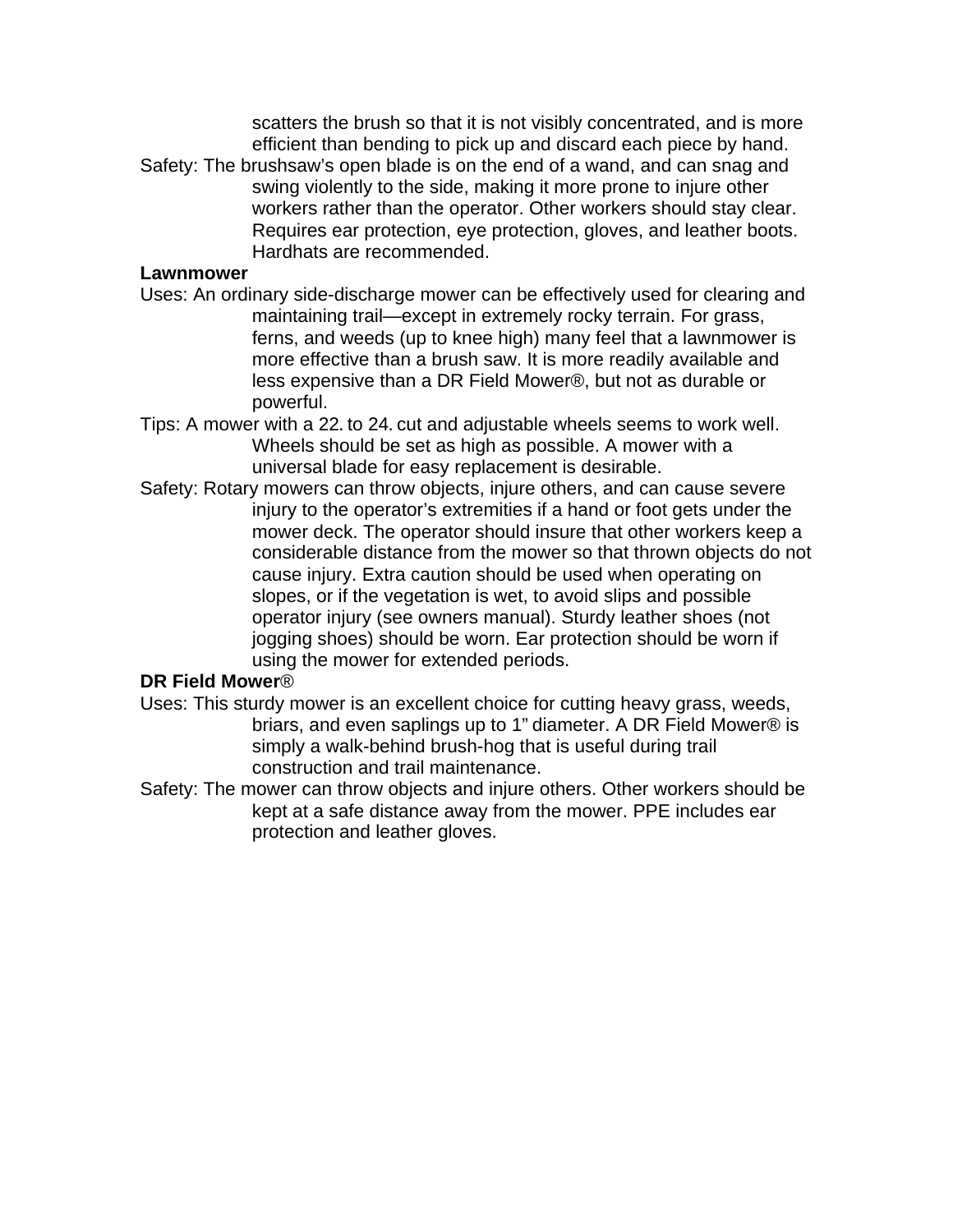scatters the brush so that it is not visibly concentrated, and is more efficient than bending to pick up and discard each piece by hand.

Safety: The brushsaw's open blade is on the end of a wand, and can snag and swing violently to the side, making it more prone to injure other workers rather than the operator. Other workers should stay clear. Requires ear protection, eye protection, gloves, and leather boots. Hardhats are recommended.

**Lawnmower**

Uses: An ordinary side-discharge mower can be effectively used for clearing and maintaining trail—except in extremely rocky terrain. For grass, ferns, and weeds (up to knee high) many feel that a lawnmower is more effective than a brush saw. It is more readily available and less expensive than a DR Field Mower®, but not as durable or powerful.

Tips: A mower with a 22. to 24. cut and adjustable wheels seems to work well. Wheels should be set as high as possible. A mower with a universal blade for easy replacement is desirable.

Safety: Rotary mowers can throw objects, injure others, and can cause severe injury to the operator's extremities if a hand or foot gets under the mower deck. The operator should insure that other workers keep a considerable distance from the mower so that thrown objects do not cause injury. Extra caution should be used when operating on slopes, or if the vegetation is wet, to avoid slips and possible operator injury (see owners manual). Sturdy leather shoes (not jogging shoes) should be worn. Ear protection should be worn if using the mower for extended periods.

**DR Field Mower**®

Uses: This sturdy mower is an excellent choice for cutting heavy grass, weeds, briars, and even saplings up to 1" diameter. A DR Field Mower® is simply a walk-behind brush-hog that is useful during trail construction and trail maintenance.

Safety: The mower can throw objects and injure others. Other workers should be kept at a safe distance away from the mower. PPE includes ear protection and leather gloves.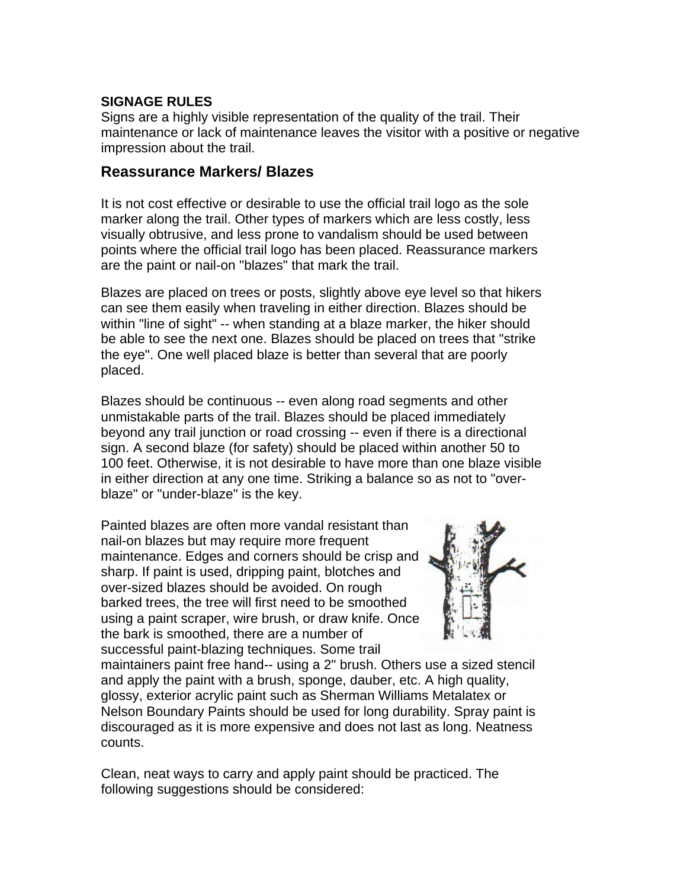**SIGNAGE RULES**

Signs are a highly visible representation of the quality of the trail. Their maintenance or lack of maintenance leaves the visitor with a positive or negative impression about the trail.

## Reassurance Markers/ Blazes

It is not cost effective or desirable to use the official trail logo as the sole marker along the trail. Other types of markers which are less costly, less visually obtrusive, and less prone to vandalism should be used between points where the official trail logo has been placed. Reassurance markers are the paint or nail-on "blazes" that mark the trail.

Blazes are placed on trees or posts, slightly above eye level so that hikers can see them easily when traveling in either direction. Blazes should be within "line of sight" -- when standing at a blaze marker, the hiker should be able to see the next one. Blazes should be placed on trees that "strike the eye". One well placed blaze is better than several that are poorly placed.

Blazes should be continuous -- even along road segments and other unmistakable parts of the trail. Blazes should be placed immediately beyond any trail junction or road crossing -- even if there is a directional sign. A second blaze (for safety) should be placed within another 50 to 100 feet. Otherwise, it is not desirable to have more than one blaze visible in either direction at any one time. Striking a balance so as not to "over-blaze" or "under-blaze" is the key.

Painted blazes are often more vandal resistant than nail-on blazes but may require more frequent maintenance. Edges and corners should be crisp and sharp. If paint is used, dripping paint, blotches and over-sized blazes should be avoided. On rough barked trees, the tree will first need to be smoothed using a paint scraper, wire brush, or draw knife. Once the bark is smoothed, there are a number of successful paint-blazing techniques. Some trail maintainers paint free hand-- using a 2" brush. Others use a sized stencil and apply the paint with a brush, sponge, dauber, etc. A high quality, glossy, exterior acrylic paint such as Sherman Williams Metalatex or Nelson Boundary Paints should be used for long durability. Spray paint is discouraged as it is more expensive and does not last as long. Neatness counts.

Clean, neat ways to carry and apply paint should be practiced. The following suggestions should be considered: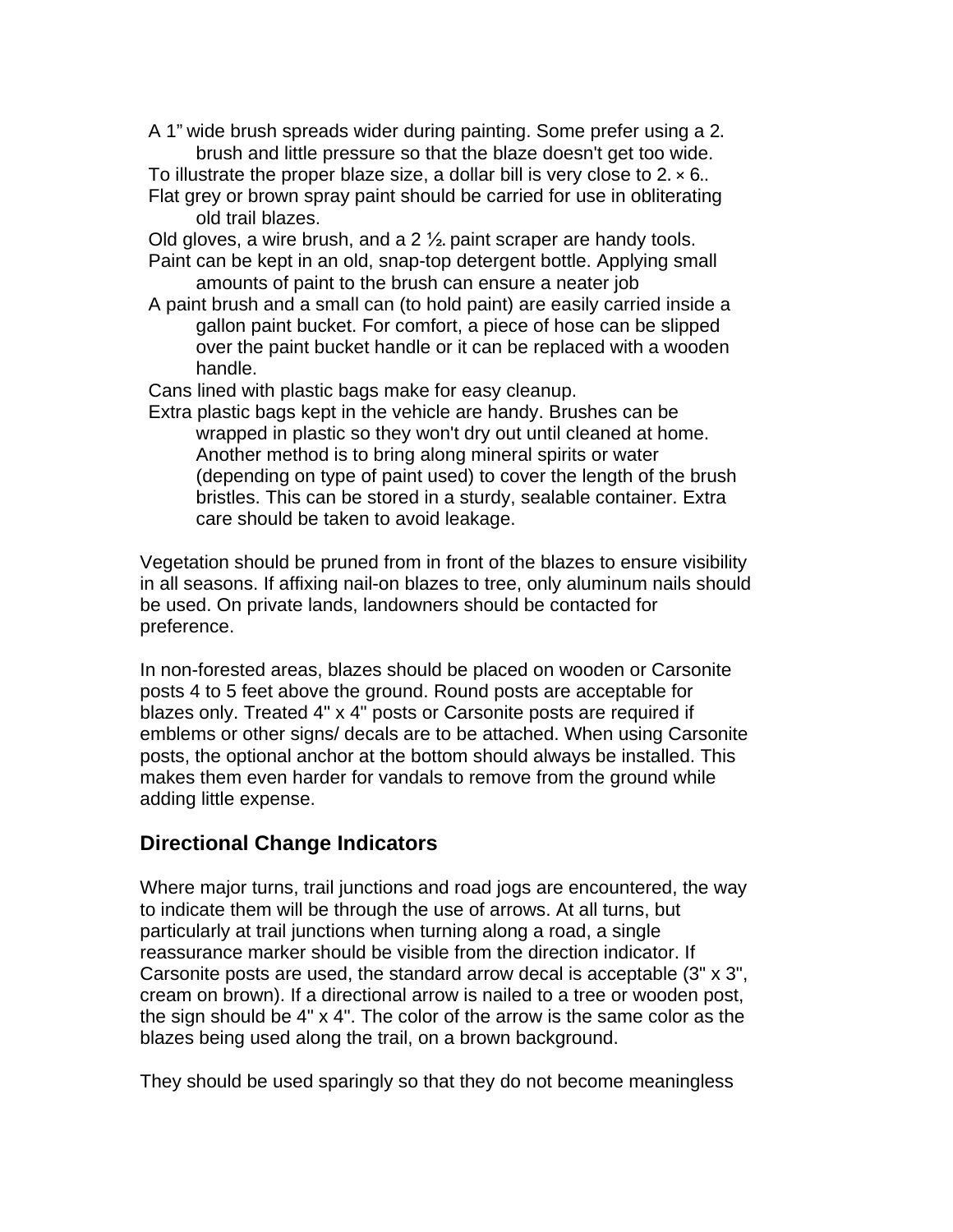- A 1" wide brush spreads wider during painting. Some prefer using a 2. brush and little pressure so that the blaze doesn't get too wide.
- To illustrate the proper blaze size, a dollar bill is very close to 2. × 6..
- Flat grey or brown spray paint should be carried for use in obliterating old trail blazes.
- Old gloves, a wire brush, and a 2 ½. paint scraper are handy tools.
- Paint can be kept in an old, snap-top detergent bottle. Applying small amounts of paint to the brush can ensure a neater job
- A paint brush and a small can (to hold paint) are easily carried inside a gallon paint bucket. For comfort, a piece of hose can be slipped over the paint bucket handle or it can be replaced with a wooden handle.
- Cans lined with plastic bags make for easy cleanup.
- Extra plastic bags kept in the vehicle are handy. Brushes can be wrapped in plastic so they won't dry out until cleaned at home. Another method is to bring along mineral spirits or water (depending on type of paint used) to cover the length of the brush bristles. This can be stored in a sturdy, sealable container. Extra care should be taken to avoid leakage.

Vegetation should be pruned from in front of the blazes to ensure visibility in all seasons. If affixing nail-on blazes to tree, only aluminum nails should be used. On private lands, landowners should be contacted for preference.

In non-forested areas, blazes should be placed on wooden or Carsonite posts 4 to 5 feet above the ground. Round posts are acceptable for blazes only. Treated 4" x 4" posts or Carsonite posts are required if emblems or other signs/ decals are to be attached. When using Carsonite posts, the optional anchor at the bottom should always be installed. This makes them even harder for vandals to remove from the ground while adding little expense.

## Directional Change Indicators

Where major turns, trail junctions and road jogs are encountered, the way to indicate them will be through the use of arrows. At all turns, but particularly at trail junctions when turning along a road, a single reassurance marker should be visible from the direction indicator. If Carsonite posts are used, the standard arrow decal is acceptable (3" x 3", cream on brown). If a directional arrow is nailed to a tree or wooden post, the sign should be 4" x 4". The color of the arrow is the same color as the blazes being used along the trail, on a brown background.

They should be used sparingly so that they do not become meaningless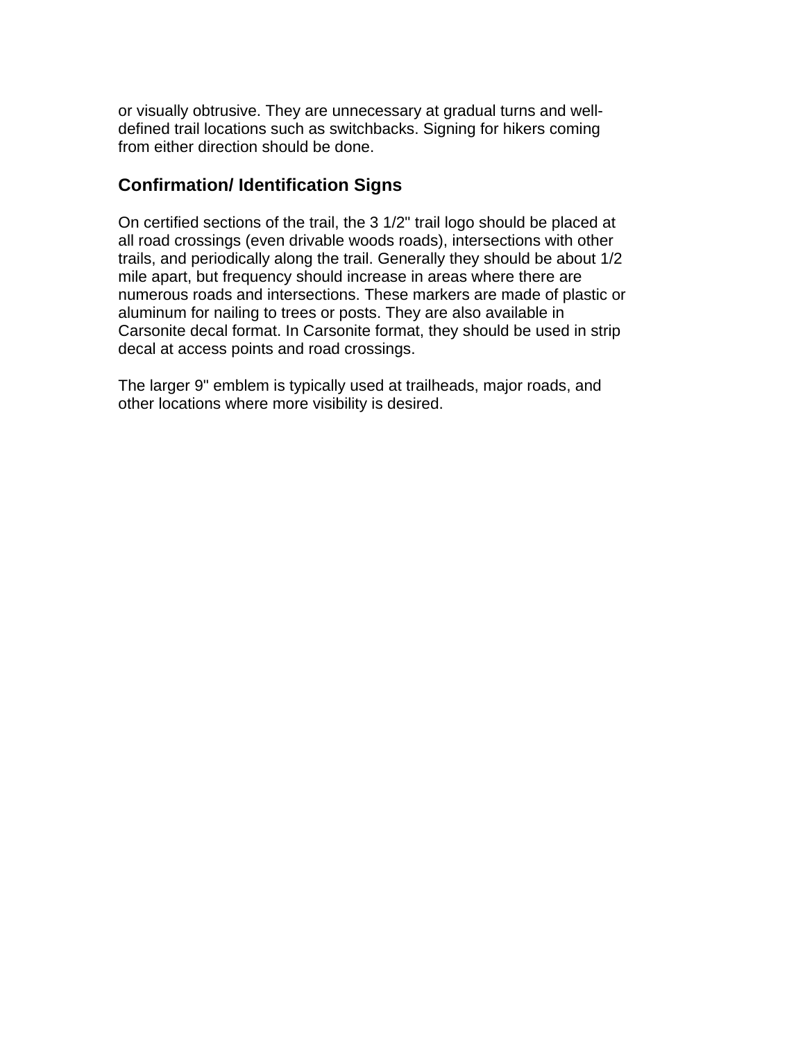or visually obtrusive. They are unnecessary at gradual turns and well-defined trail locations such as switchbacks. Signing for hikers coming from either direction should be done.

## Confirmation/ Identification Signs

On certified sections of the trail, the 3 1/2" trail logo should be placed at all road crossings (even drivable woods roads), intersections with other trails, and periodically along the trail. Generally they should be about 1/2 mile apart, but frequency should increase in areas where there are numerous roads and intersections. These markers are made of plastic or aluminum for nailing to trees or posts. They are also available in Carsonite decal format. In Carsonite format, they should be used in strip decal at access points and road crossings.

The larger 9" emblem is typically used at trailheads, major roads, and other locations where more visibility is desired.